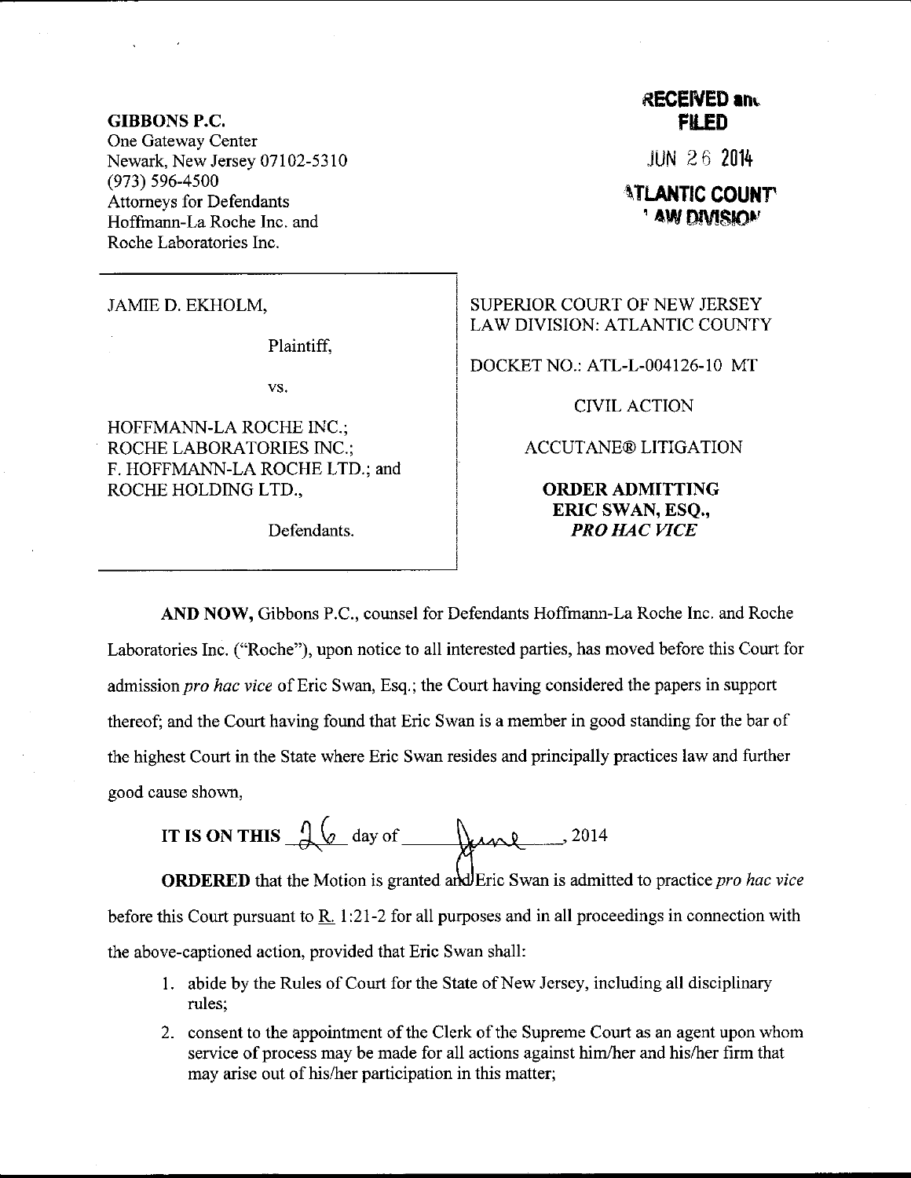**GIBBONS P.C.**
One Gateway Center
Newark, New Jersey 07102-5310
(973) 596-4500
Attorneys for Defendants
Hoffmann-La Roche Inc. and
Roche Laboratories Inc.

**RECEIVED and FILED**

JUN 26 2014

**ATLANTIC COUNTY LAW DIVISION**

JAMIE D. EKHOLM,

Plaintiff,

vs.

HOFFMANN-LA ROCHE INC.; ROCHE LABORATORIES INC.; F. HOFFMANN-LA ROCHE LTD.; and ROCHE HOLDING LTD.,

Defendants.

SUPERIOR COURT OF NEW JERSEY
LAW DIVISION: ATLANTIC COUNTY

DOCKET NO.: ATL-L-004126-10 MT

CIVIL ACTION

ACCUTANE® LITIGATION

**ORDER ADMITTING ERIC SWAN, ESQ., *PRO HAC VICE***

**AND NOW,** Gibbons P.C., counsel for Defendants Hoffmann-La Roche Inc. and Roche Laboratories Inc. ("Roche"), upon notice to all interested parties, has moved before this Court for admission *pro hac vice* of Eric Swan, Esq.; the Court having considered the papers in support thereof; and the Court having found that Eric Swan is a member in good standing for the bar of the highest Court in the State where Eric Swan resides and principally practices law and further good cause shown,

**IT IS ON THIS** 26 day of June, 2014

**ORDERED** that the Motion is granted and Eric Swan is admitted to practice *pro hac vice* before this Court pursuant to R. 1:21-2 for all purposes and in all proceedings in connection with the above-captioned action, provided that Eric Swan shall:

1. abide by the Rules of Court for the State of New Jersey, including all disciplinary rules;
2. consent to the appointment of the Clerk of the Supreme Court as an agent upon whom service of process may be made for all actions against him/her and his/her firm that may arise out of his/her participation in this matter;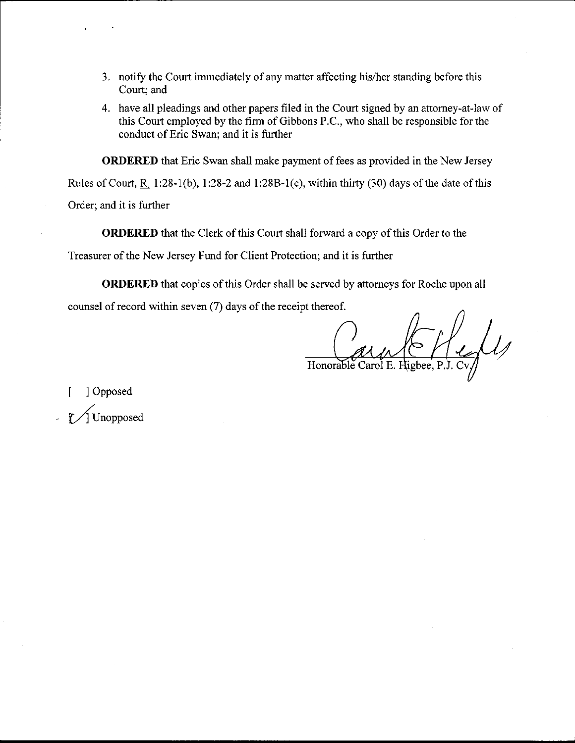3. notify the Court immediately of any matter affecting his/her standing before this Court; and
4. have all pleadings and other papers filed in the Court signed by an attorney-at-law of this Court employed by the firm of Gibbons P.C., who shall be responsible for the conduct of Eric Swan; and it is further

**ORDERED** that Eric Swan shall make payment of fees as provided in the New Jersey Rules of Court, R. 1:28-1(b), 1:28-2 and 1:28B-1(e), within thirty (30) days of the date of this Order; and it is further

**ORDERED** that the Clerk of this Court shall forward a copy of this Order to the Treasurer of the New Jersey Fund for Client Protection; and it is further

**ORDERED** that copies of this Order shall be served by attorneys for Roche upon all counsel of record within seven (7) days of the receipt thereof.

Honorable Carol E. Higbee, P.J. Cv.

[ ] Opposed

[✓] Unopposed